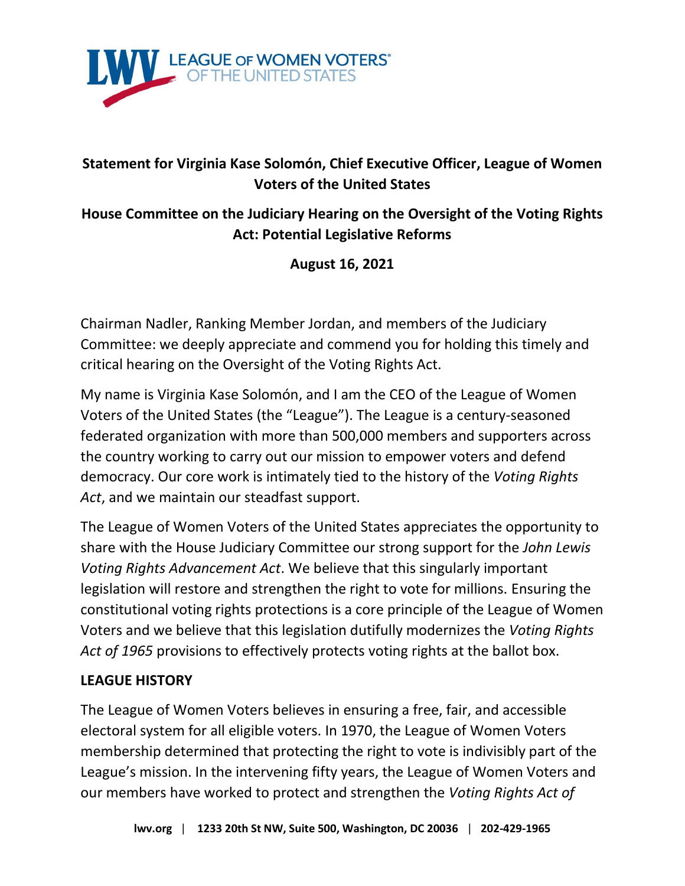**Statement for Virginia Kase Solomón, Chief Executive Officer, League of Women Voters of the United States**

**House Committee on the Judiciary Hearing on the Oversight of the Voting Rights Act: Potential Legislative Reforms**

**August 16, 2021**

Chairman Nadler, Ranking Member Jordan, and members of the Judiciary Committee: we deeply appreciate and commend you for holding this timely and critical hearing on the Oversight of the Voting Rights Act.

My name is Virginia Kase Solomón, and I am the CEO of the League of Women Voters of the United States (the "League"). The League is a century-seasoned federated organization with more than 500,000 members and supporters across the country working to carry out our mission to empower voters and defend democracy. Our core work is intimately tied to the history of the *Voting Rights Act*, and we maintain our steadfast support.

The League of Women Voters of the United States appreciates the opportunity to share with the House Judiciary Committee our strong support for the *John Lewis Voting Rights Advancement Act*. We believe that this singularly important legislation will restore and strengthen the right to vote for millions. Ensuring the constitutional voting rights protections is a core principle of the League of Women Voters and we believe that this legislation dutifully modernizes the *Voting Rights Act of 1965* provisions to effectively protects voting rights at the ballot box.

**LEAGUE HISTORY**

The League of Women Voters believes in ensuring a free, fair, and accessible electoral system for all eligible voters. In 1970, the League of Women Voters membership determined that protecting the right to vote is indivisibly part of the League's mission. In the intervening fifty years, the League of Women Voters and our members have worked to protect and strengthen the *Voting Rights Act of*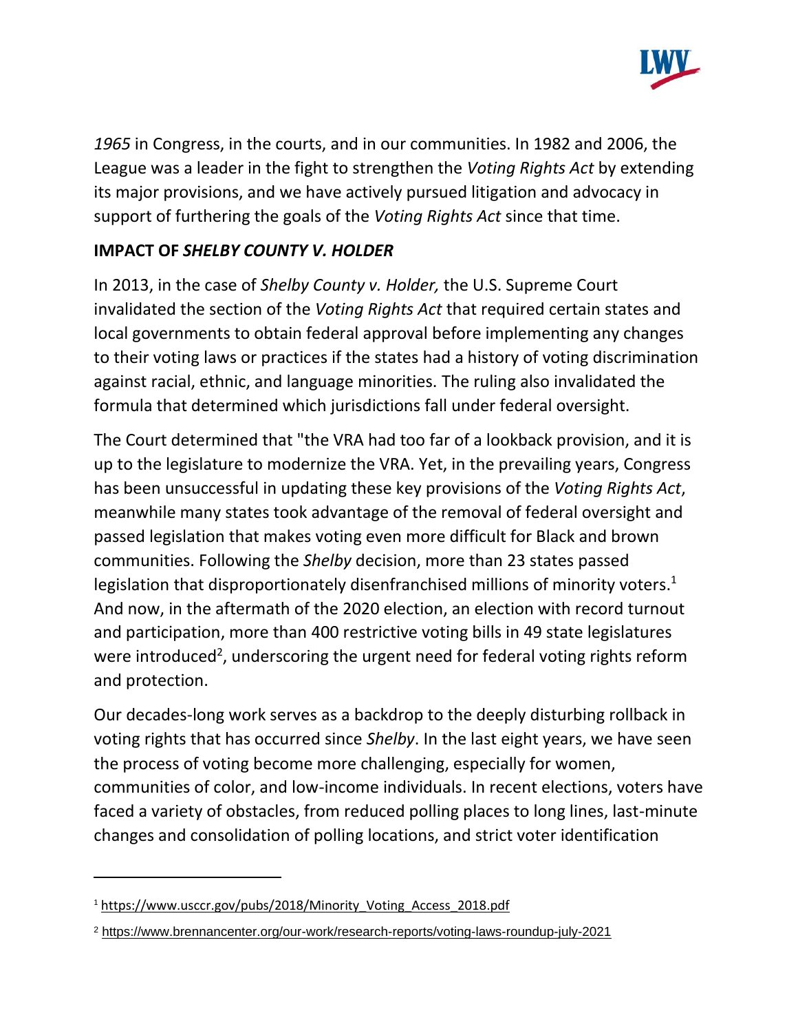*1965* in Congress, in the courts, and in our communities. In 1982 and 2006, the League was a leader in the fight to strengthen the *Voting Rights Act* by extending its major provisions, and we have actively pursued litigation and advocacy in support of furthering the goals of the *Voting Rights Act* since that time.

## IMPACT OF *SHELBY COUNTY V. HOLDER*

In 2013, in the case of *Shelby County v. Holder,* the U.S. Supreme Court invalidated the section of the *Voting Rights Act* that required certain states and local governments to obtain federal approval before implementing any changes to their voting laws or practices if the states had a history of voting discrimination against racial, ethnic, and language minorities. The ruling also invalidated the formula that determined which jurisdictions fall under federal oversight.

The Court determined that "the VRA had too far of a lookback provision, and it is up to the legislature to modernize the VRA. Yet, in the prevailing years, Congress has been unsuccessful in updating these key provisions of the *Voting Rights Act*, meanwhile many states took advantage of the removal of federal oversight and passed legislation that makes voting even more difficult for Black and brown communities. Following the *Shelby* decision, more than 23 states passed legislation that disproportionately disenfranchised millions of minority voters.[1] And now, in the aftermath of the 2020 election, an election with record turnout and participation, more than 400 restrictive voting bills in 49 state legislatures were introduced[2], underscoring the urgent need for federal voting rights reform and protection.

Our decades-long work serves as a backdrop to the deeply disturbing rollback in voting rights that has occurred since *Shelby*. In the last eight years, we have seen the process of voting become more challenging, especially for women, communities of color, and low-income individuals. In recent elections, voters have faced a variety of obstacles, from reduced polling places to long lines, last-minute changes and consolidation of polling locations, and strict voter identification

---

[1] https://www.usccr.gov/pubs/2018/Minority_Voting_Access_2018.pdf

[2] https://www.brennancenter.org/our-work/research-reports/voting-laws-roundup-july-2021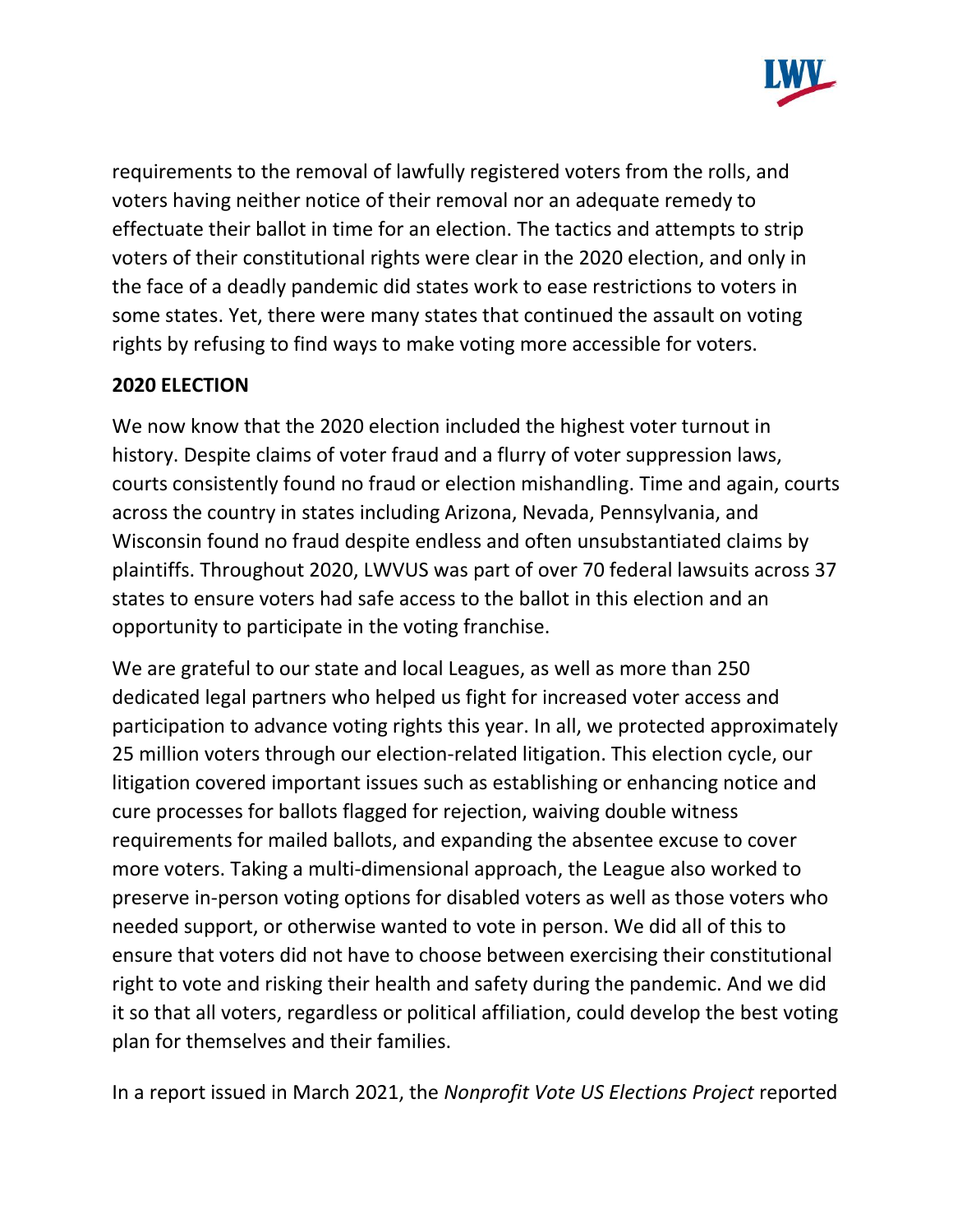requirements to the removal of lawfully registered voters from the rolls, and voters having neither notice of their removal nor an adequate remedy to effectuate their ballot in time for an election. The tactics and attempts to strip voters of their constitutional rights were clear in the 2020 election, and only in the face of a deadly pandemic did states work to ease restrictions to voters in some states. Yet, there were many states that continued the assault on voting rights by refusing to find ways to make voting more accessible for voters.

**2020 ELECTION**

We now know that the 2020 election included the highest voter turnout in history. Despite claims of voter fraud and a flurry of voter suppression laws, courts consistently found no fraud or election mishandling. Time and again, courts across the country in states including Arizona, Nevada, Pennsylvania, and Wisconsin found no fraud despite endless and often unsubstantiated claims by plaintiffs. Throughout 2020, LWVUS was part of over 70 federal lawsuits across 37 states to ensure voters had safe access to the ballot in this election and an opportunity to participate in the voting franchise.

We are grateful to our state and local Leagues, as well as more than 250 dedicated legal partners who helped us fight for increased voter access and participation to advance voting rights this year. In all, we protected approximately 25 million voters through our election-related litigation. This election cycle, our litigation covered important issues such as establishing or enhancing notice and cure processes for ballots flagged for rejection, waiving double witness requirements for mailed ballots, and expanding the absentee excuse to cover more voters. Taking a multi-dimensional approach, the League also worked to preserve in-person voting options for disabled voters as well as those voters who needed support, or otherwise wanted to vote in person. We did all of this to ensure that voters did not have to choose between exercising their constitutional right to vote and risking their health and safety during the pandemic. And we did it so that all voters, regardless or political affiliation, could develop the best voting plan for themselves and their families.

In a report issued in March 2021, the *Nonprofit Vote US Elections Project* reported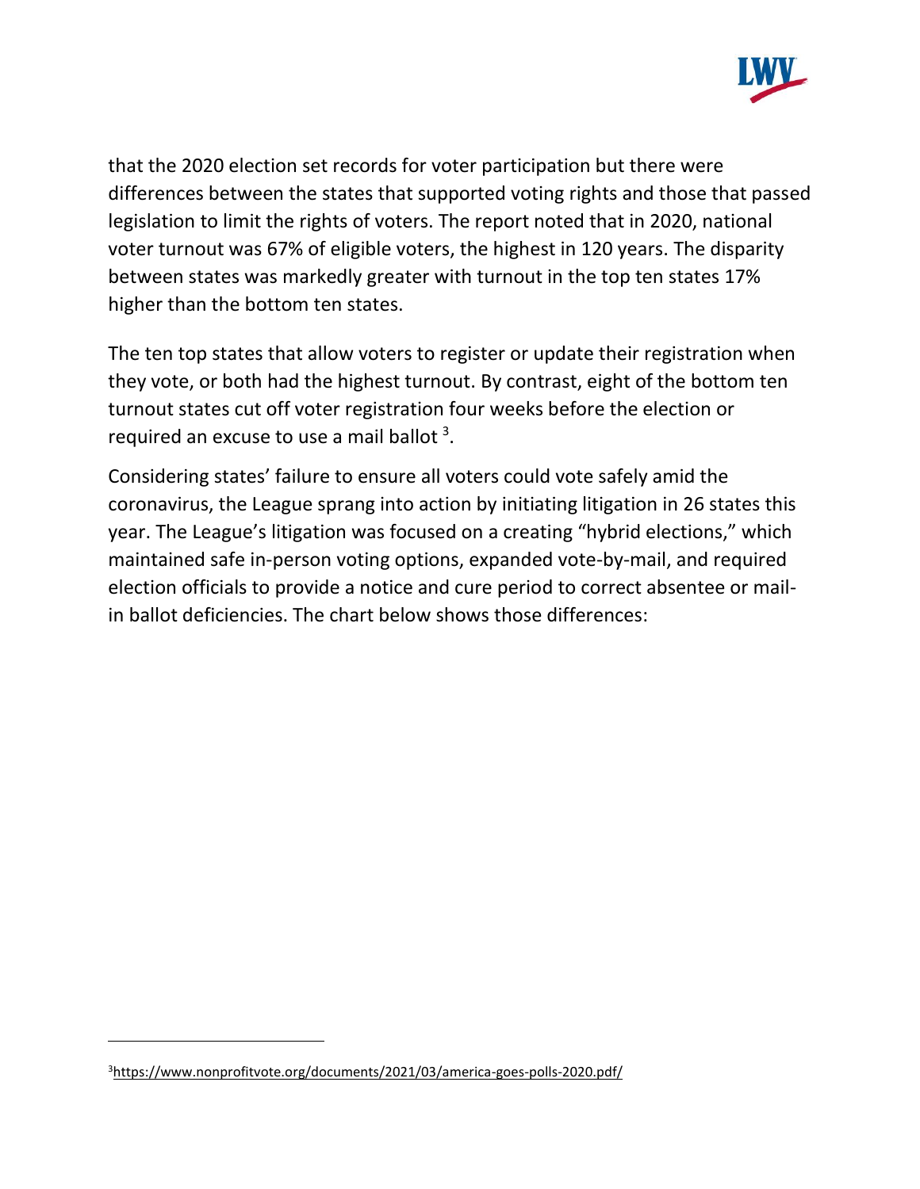that the 2020 election set records for voter participation but there were differences between the states that supported voting rights and those that passed legislation to limit the rights of voters. The report noted that in 2020, national voter turnout was 67% of eligible voters, the highest in 120 years. The disparity between states was markedly greater with turnout in the top ten states 17% higher than the bottom ten states.

The ten top states that allow voters to register or update their registration when they vote, or both had the highest turnout. By contrast, eight of the bottom ten turnout states cut off voter registration four weeks before the election or required an excuse to use a mail ballot [3].

Considering states' failure to ensure all voters could vote safely amid the coronavirus, the League sprang into action by initiating litigation in 26 states this year. The League's litigation was focused on a creating "hybrid elections," which maintained safe in-person voting options, expanded vote-by-mail, and required election officials to provide a notice and cure period to correct absentee or mail-in ballot deficiencies. The chart below shows those differences:

[3] https://www.nonprofitvote.org/documents/2021/03/america-goes-polls-2020.pdf/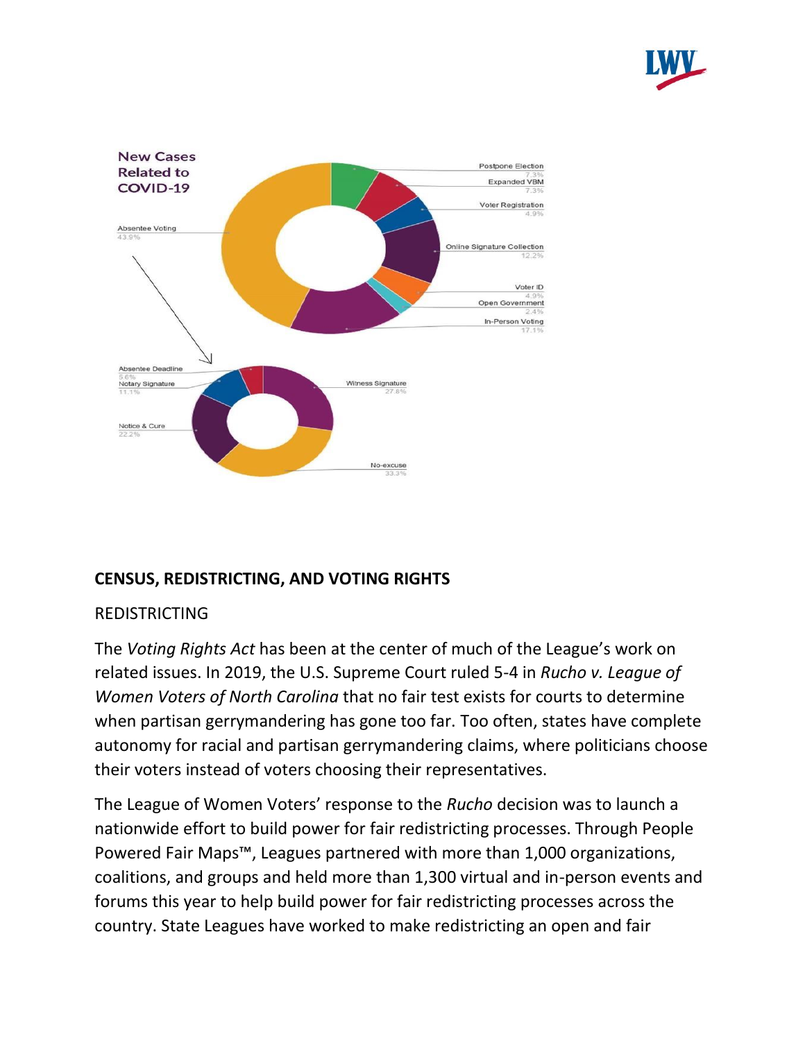New Cases Related to COVID-19

Absentee Voting 43.9%

Postpone Election 7.3%

Expanded VBM 7.3%

Voter Registration 4.9%

Online Signature Collection 12.2%

Voter ID 4.9%

Open Government 2.4%

In-Person Voting 17.1%

Absentee Deadline 5.6%

Notary Signature 11.1%

Notice & Cure 22.2%

Witness Signature 27.8%

No-excuse 33.3%

**CENSUS, REDISTRICTING, AND VOTING RIGHTS**

REDISTRICTING

The *Voting Rights Act* has been at the center of much of the League's work on related issues. In 2019, the U.S. Supreme Court ruled 5-4 in *Rucho v. League of Women Voters of North Carolina* that no fair test exists for courts to determine when partisan gerrymandering has gone too far. Too often, states have complete autonomy for racial and partisan gerrymandering claims, where politicians choose their voters instead of voters choosing their representatives.

The League of Women Voters' response to the *Rucho* decision was to launch a nationwide effort to build power for fair redistricting processes. Through People Powered Fair Maps™, Leagues partnered with more than 1,000 organizations, coalitions, and groups and held more than 1,300 virtual and in-person events and forums this year to help build power for fair redistricting processes across the country. State Leagues have worked to make redistricting an open and fair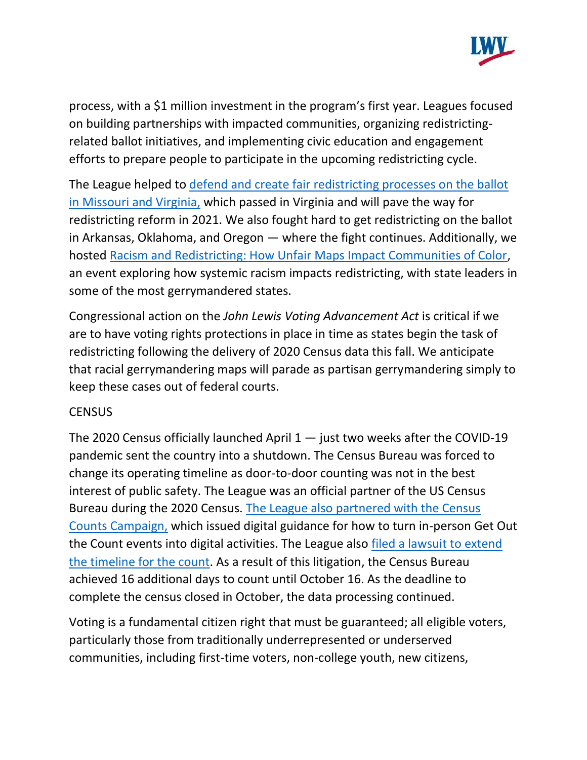process, with a $1 million investment in the program's first year. Leagues focused on building partnerships with impacted communities, organizing redistricting-related ballot initiatives, and implementing civic education and engagement efforts to prepare people to participate in the upcoming redistricting cycle.

The League helped to defend and create fair redistricting processes on the ballot in Missouri and Virginia, which passed in Virginia and will pave the way for redistricting reform in 2021. We also fought hard to get redistricting on the ballot in Arkansas, Oklahoma, and Oregon — where the fight continues. Additionally, we hosted Racism and Redistricting: How Unfair Maps Impact Communities of Color, an event exploring how systemic racism impacts redistricting, with state leaders in some of the most gerrymandered states.

Congressional action on the *John Lewis Voting Advancement Act* is critical if we are to have voting rights protections in place in time as states begin the task of redistricting following the delivery of 2020 Census data this fall. We anticipate that racial gerrymandering maps will parade as partisan gerrymandering simply to keep these cases out of federal courts.

CENSUS

The 2020 Census officially launched April 1 — just two weeks after the COVID-19 pandemic sent the country into a shutdown. The Census Bureau was forced to change its operating timeline as door-to-door counting was not in the best interest of public safety. The League was an official partner of the US Census Bureau during the 2020 Census. The League also partnered with the Census Counts Campaign, which issued digital guidance for how to turn in-person Get Out the Count events into digital activities. The League also filed a lawsuit to extend the timeline for the count. As a result of this litigation, the Census Bureau achieved 16 additional days to count until October 16. As the deadline to complete the census closed in October, the data processing continued.

Voting is a fundamental citizen right that must be guaranteed; all eligible voters, particularly those from traditionally underrepresented or underserved communities, including first-time voters, non-college youth, new citizens,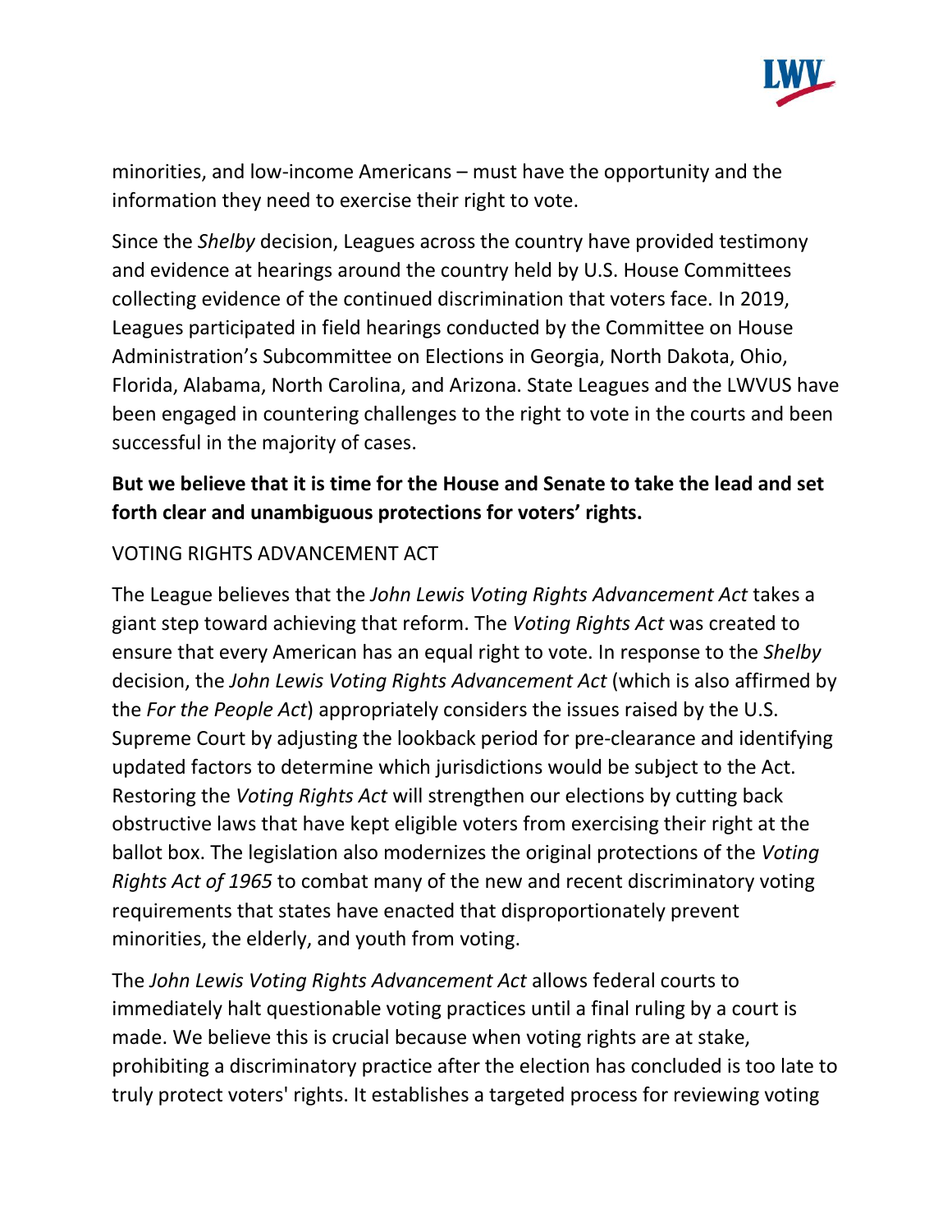minorities, and low-income Americans – must have the opportunity and the information they need to exercise their right to vote.

Since the *Shelby* decision, Leagues across the country have provided testimony and evidence at hearings around the country held by U.S. House Committees collecting evidence of the continued discrimination that voters face. In 2019, Leagues participated in field hearings conducted by the Committee on House Administration's Subcommittee on Elections in Georgia, North Dakota, Ohio, Florida, Alabama, North Carolina, and Arizona. State Leagues and the LWVUS have been engaged in countering challenges to the right to vote in the courts and been successful in the majority of cases.

**But we believe that it is time for the House and Senate to take the lead and set forth clear and unambiguous protections for voters' rights.**

VOTING RIGHTS ADVANCEMENT ACT

The League believes that the *John Lewis Voting Rights Advancement Act* takes a giant step toward achieving that reform. The *Voting Rights Act* was created to ensure that every American has an equal right to vote. In response to the *Shelby* decision, the *John Lewis Voting Rights Advancement Act* (which is also affirmed by the *For the People Act*) appropriately considers the issues raised by the U.S. Supreme Court by adjusting the lookback period for pre-clearance and identifying updated factors to determine which jurisdictions would be subject to the Act. Restoring the *Voting Rights Act* will strengthen our elections by cutting back obstructive laws that have kept eligible voters from exercising their right at the ballot box. The legislation also modernizes the original protections of the *Voting Rights Act of 1965* to combat many of the new and recent discriminatory voting requirements that states have enacted that disproportionately prevent minorities, the elderly, and youth from voting.

The *John Lewis Voting Rights Advancement Act* allows federal courts to immediately halt questionable voting practices until a final ruling by a court is made. We believe this is crucial because when voting rights are at stake, prohibiting a discriminatory practice after the election has concluded is too late to truly protect voters' rights. It establishes a targeted process for reviewing voting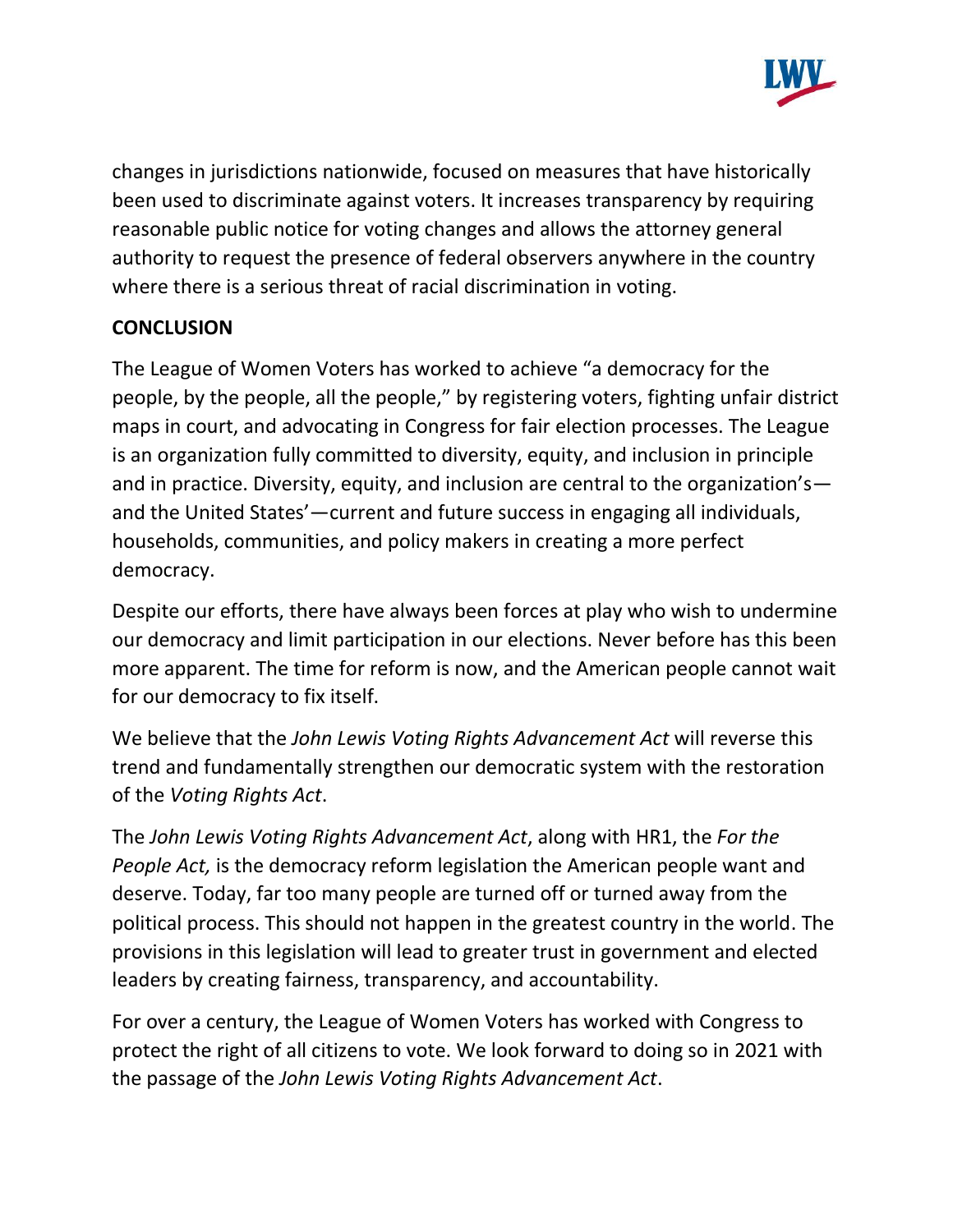changes in jurisdictions nationwide, focused on measures that have historically been used to discriminate against voters. It increases transparency by requiring reasonable public notice for voting changes and allows the attorney general authority to request the presence of federal observers anywhere in the country where there is a serious threat of racial discrimination in voting.

**CONCLUSION**

The League of Women Voters has worked to achieve "a democracy for the people, by the people, all the people," by registering voters, fighting unfair district maps in court, and advocating in Congress for fair election processes. The League is an organization fully committed to diversity, equity, and inclusion in principle and in practice. Diversity, equity, and inclusion are central to the organization's—and the United States'—current and future success in engaging all individuals, households, communities, and policy makers in creating a more perfect democracy.

Despite our efforts, there have always been forces at play who wish to undermine our democracy and limit participation in our elections. Never before has this been more apparent. The time for reform is now, and the American people cannot wait for our democracy to fix itself.

We believe that the *John Lewis Voting Rights Advancement Act* will reverse this trend and fundamentally strengthen our democratic system with the restoration of the *Voting Rights Act*.

The *John Lewis Voting Rights Advancement Act*, along with HR1, the *For the People Act,* is the democracy reform legislation the American people want and deserve. Today, far too many people are turned off or turned away from the political process. This should not happen in the greatest country in the world. The provisions in this legislation will lead to greater trust in government and elected leaders by creating fairness, transparency, and accountability.

For over a century, the League of Women Voters has worked with Congress to protect the right of all citizens to vote. We look forward to doing so in 2021 with the passage of the *John Lewis Voting Rights Advancement Act*.